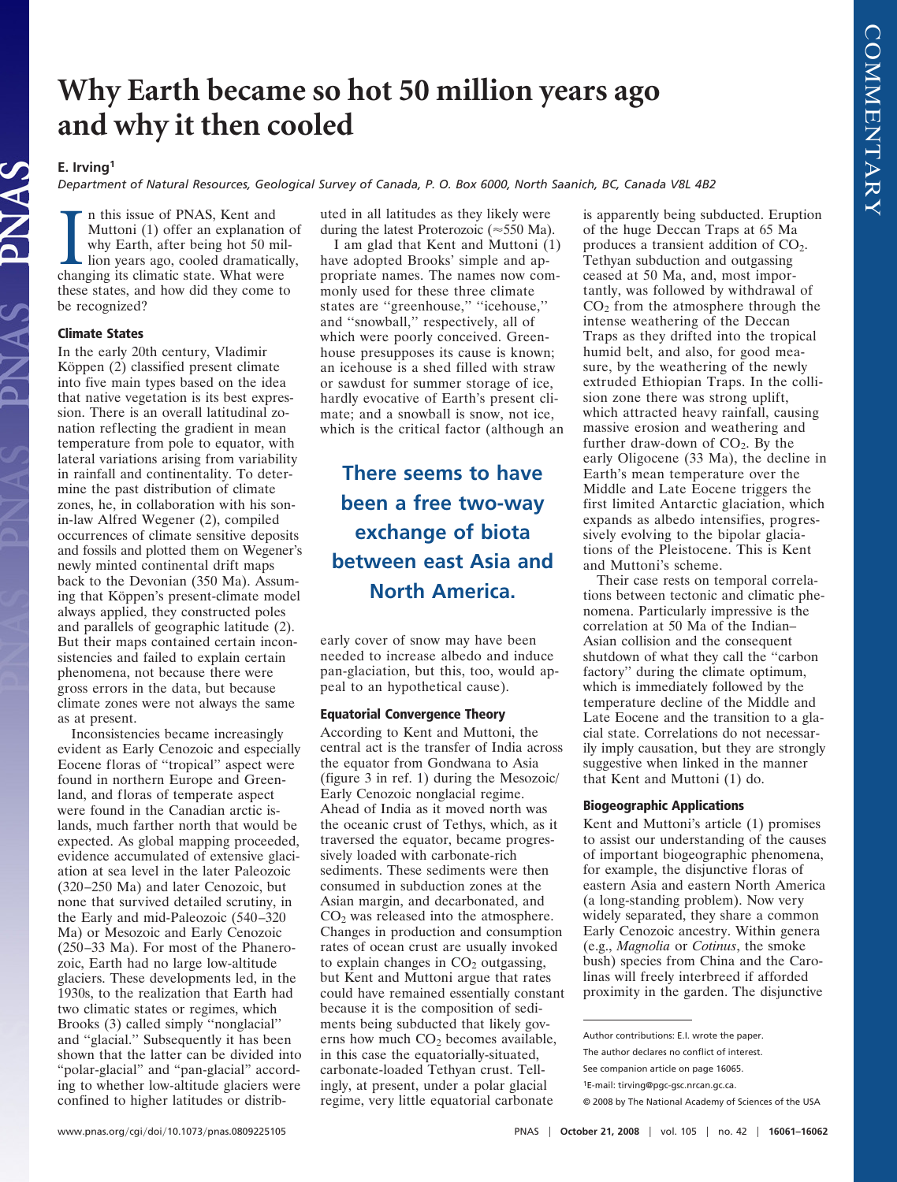# Why Earth became so hot 50 million years ago and why it then cooled

**E. Irving**[1]

*Department of Natural Resources, Geological Survey of Canada, P. O. Box 6000, North Saanich, BC, Canada V8L 4B2*

In this issue of PNAS, Kent and Muttoni (1) offer an explanation of why Earth, after being hot 50 million years ago, cooled dramatically, changing its climatic state. What were these states, and how did they come to be recognized?

### Climate States

In the early 20th century, Vladimir Köppen (2) classified present climate into five main types based on the idea that native vegetation is its best expression. There is an overall latitudinal zonation reflecting the gradient in mean temperature from pole to equator, with lateral variations arising from variability in rainfall and continentality. To determine the past distribution of climate zones, he, in collaboration with his son-in-law Alfred Wegener (2), compiled occurrences of climate sensitive deposits and fossils and plotted them on Wegener's newly minted continental drift maps back to the Devonian (350 Ma). Assuming that Köppen's present-climate model always applied, they constructed poles and parallels of geographic latitude (2). But their maps contained certain inconsistencies and failed to explain certain phenomena, not because there were gross errors in the data, but because climate zones were not always the same as at present.

Inconsistencies became increasingly evident as Early Cenozoic and especially Eocene floras of "tropical" aspect were found in northern Europe and Greenland, and floras of temperate aspect were found in the Canadian arctic islands, much farther north that would be expected. As global mapping proceeded, evidence accumulated of extensive glaciation at sea level in the later Paleozoic (320–250 Ma) and later Cenozoic, but none that survived detailed scrutiny, in the Early and mid-Paleozoic (540–320 Ma) or Mesozoic and Early Cenozoic (250–33 Ma). For most of the Phanerozoic, Earth had no large low-altitude glaciers. These developments led, in the 1930s, to the realization that Earth had two climatic states or regimes, which Brooks (3) called simply "nonglacial" and "glacial." Subsequently it has been shown that the latter can be divided into "polar-glacial" and "pan-glacial" according to whether low-altitude glaciers were confined to higher latitudes or distributed in all latitudes as they likely were during the latest Proterozoic (≈550 Ma).

I am glad that Kent and Muttoni (1) have adopted Brooks' simple and appropriate names. The names now commonly used for these three climate states are "greenhouse," "icehouse," and "snowball," respectively, all of which were poorly conceived. Greenhouse presupposes its cause is known; an icehouse is a shed filled with straw or sawdust for summer storage of ice, hardly evocative of Earth's present climate; and a snowball is snow, not ice, which is the critical factor (although an early cover of snow may have been needed to increase albedo and induce pan-glaciation, but this, too, would appeal to an hypothetical cause).

> **There seems to have been a free two-way exchange of biota between east Asia and North America.**

### Equatorial Convergence Theory

According to Kent and Muttoni, the central act is the transfer of India across the equator from Gondwana to Asia (figure 3 in ref. 1) during the Mesozoic/Early Cenozoic nonglacial regime. Ahead of India as it moved north was the oceanic crust of Tethys, which, as it traversed the equator, became progressively loaded with carbonate-rich sediments. These sediments were then consumed in subduction zones at the Asian margin, and decarbonated, and $CO_2$ was released into the atmosphere. Changes in production and consumption rates of ocean crust are usually invoked to explain changes in $CO_2$ outgassing, but Kent and Muttoni argue that rates could have remained essentially constant because it is the composition of sediments being subducted that likely governs how much $CO_2$ becomes available, in this case the equatorially-situated, carbonate-loaded Tethyan crust. Tellingly, at present, under a polar glacial regime, very little equatorial carbonate is apparently being subducted. Eruption of the huge Deccan Traps at 65 Ma produces a transient addition of $CO_2$. Tethyan subduction and outgassing ceased at 50 Ma, and, most importantly, was followed by withdrawal of $CO_2$ from the atmosphere through the intense weathering of the Deccan Traps as they drifted into the tropical humid belt, and also, for good measure, by the weathering of the newly extruded Ethiopian Traps. In the collision zone there was strong uplift, which attracted heavy rainfall, causing massive erosion and weathering and further draw-down of $CO_2$. By the early Oligocene (33 Ma), the decline in Earth's mean temperature over the Middle and Late Eocene triggers the first limited Antarctic glaciation, which expands as albedo intensifies, progressively evolving to the bipolar glaciations of the Pleistocene. This is Kent and Muttoni's scheme.

Their case rests on temporal correlations between tectonic and climatic phenomena. Particularly impressive is the correlation at 50 Ma of the Indian–Asian collision and the consequent shutdown of what they call the "carbon factory" during the climate optimum, which is immediately followed by the temperature decline of the Middle and Late Eocene and the transition to a glacial state. Correlations do not necessarily imply causation, but they are strongly suggestive when linked in the manner that Kent and Muttoni (1) do.

### Biogeographic Applications

Kent and Muttoni's article (1) promises to assist our understanding of the causes of important biogeographic phenomena, for example, the disjunctive floras of eastern Asia and eastern North America (a long-standing problem). Now very widely separated, they share a common Early Cenozoic ancestry. Within genera (e.g., *Magnolia* or *Cotinus*, the smoke bush) species from China and the Carolinas will freely interbreed if afforded proximity in the garden. The disjunctive

---

Author contributions: E.I. wrote the paper.

The author declares no conflict of interest.

See companion article on page 16065.

[1]E-mail: tirving@pgc-gsc.nrcan.gc.ca.

© 2008 by The National Academy of Sciences of the USA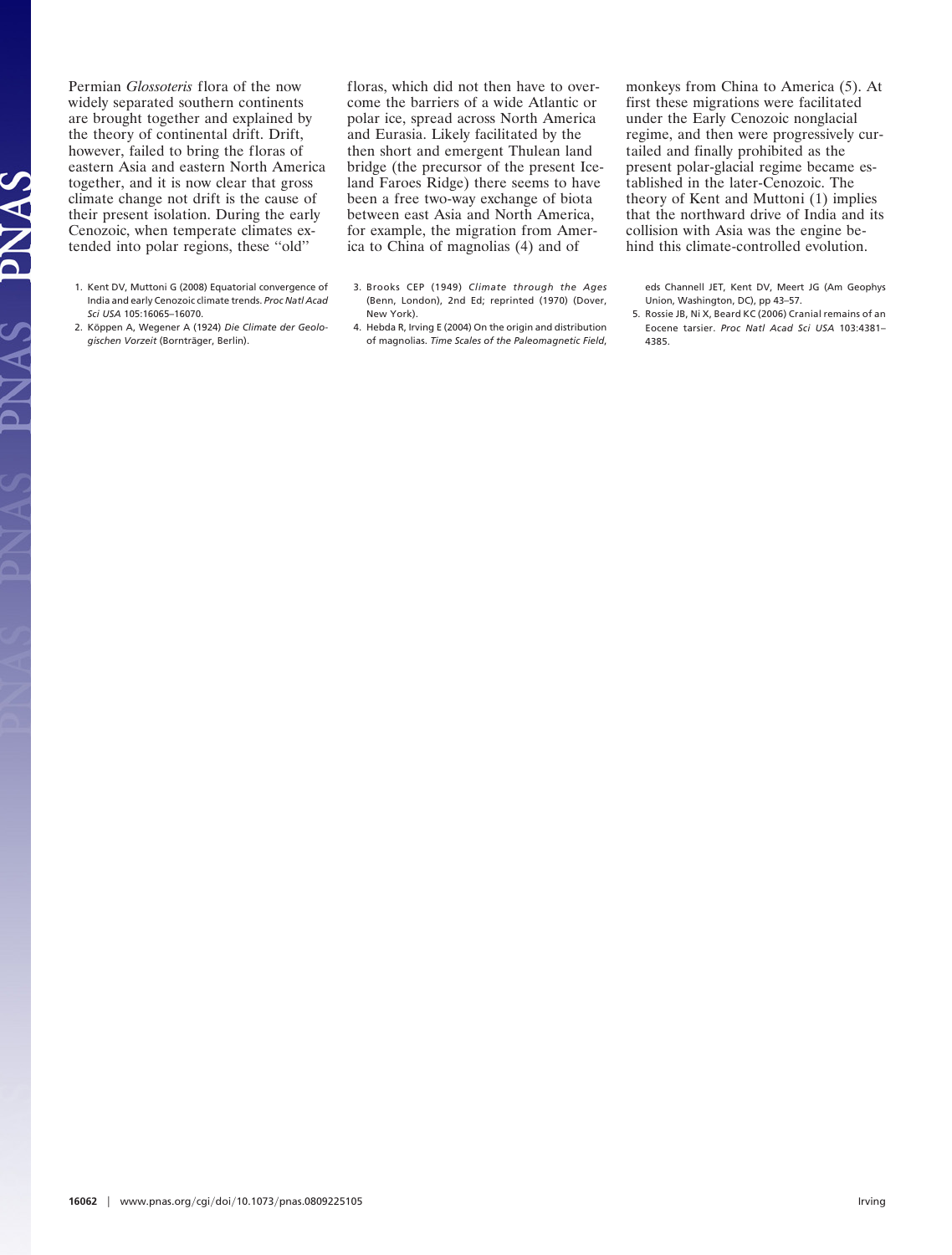Permian *Glossoteris* flora of the now widely separated southern continents are brought together and explained by the theory of continental drift. Drift, however, failed to bring the floras of eastern Asia and eastern North America together, and it is now clear that gross climate change not drift is the cause of their present isolation. During the early Cenozoic, when temperate climates extended into polar regions, these "old" floras, which did not then have to overcome the barriers of a wide Atlantic or polar ice, spread across North America and Eurasia. Likely facilitated by the then short and emergent Thulean land bridge (the precursor of the present Iceland Faroes Ridge) there seems to have been a free two-way exchange of biota between east Asia and North America, for example, the migration from America to China of magnolias (4) and of monkeys from China to America (5). At first these migrations were facilitated under the Early Cenozoic nonglacial regime, and then were progressively curtailed and finally prohibited as the present polar-glacial regime became established in the later-Cenozoic. The theory of Kent and Muttoni (1) implies that the northward drive of India and its collision with Asia was the engine behind this climate-controlled evolution.

1. Kent DV, Muttoni G (2008) Equatorial convergence of India and early Cenozoic climate trends. *Proc Natl Acad Sci USA* 105:16065–16070.
2. Köppen A, Wegener A (1924) *Die Climate der Geologischen Vorzeit* (Bornträger, Berlin).
3. Brooks CEP (1949) *Climate through the Ages* (Benn, London), 2nd Ed; reprinted (1970) (Dover, New York).
4. Hebda R, Irving E (2004) On the origin and distribution of magnolias. *Time Scales of the Paleomagnetic Field*, eds Channell JET, Kent DV, Meert JG (Am Geophys Union, Washington, DC), pp 43–57.
5. Rossie JB, Ni X, Beard KC (2006) Cranial remains of an Eocene tarsier. *Proc Natl Acad Sci USA* 103:4381–4385.